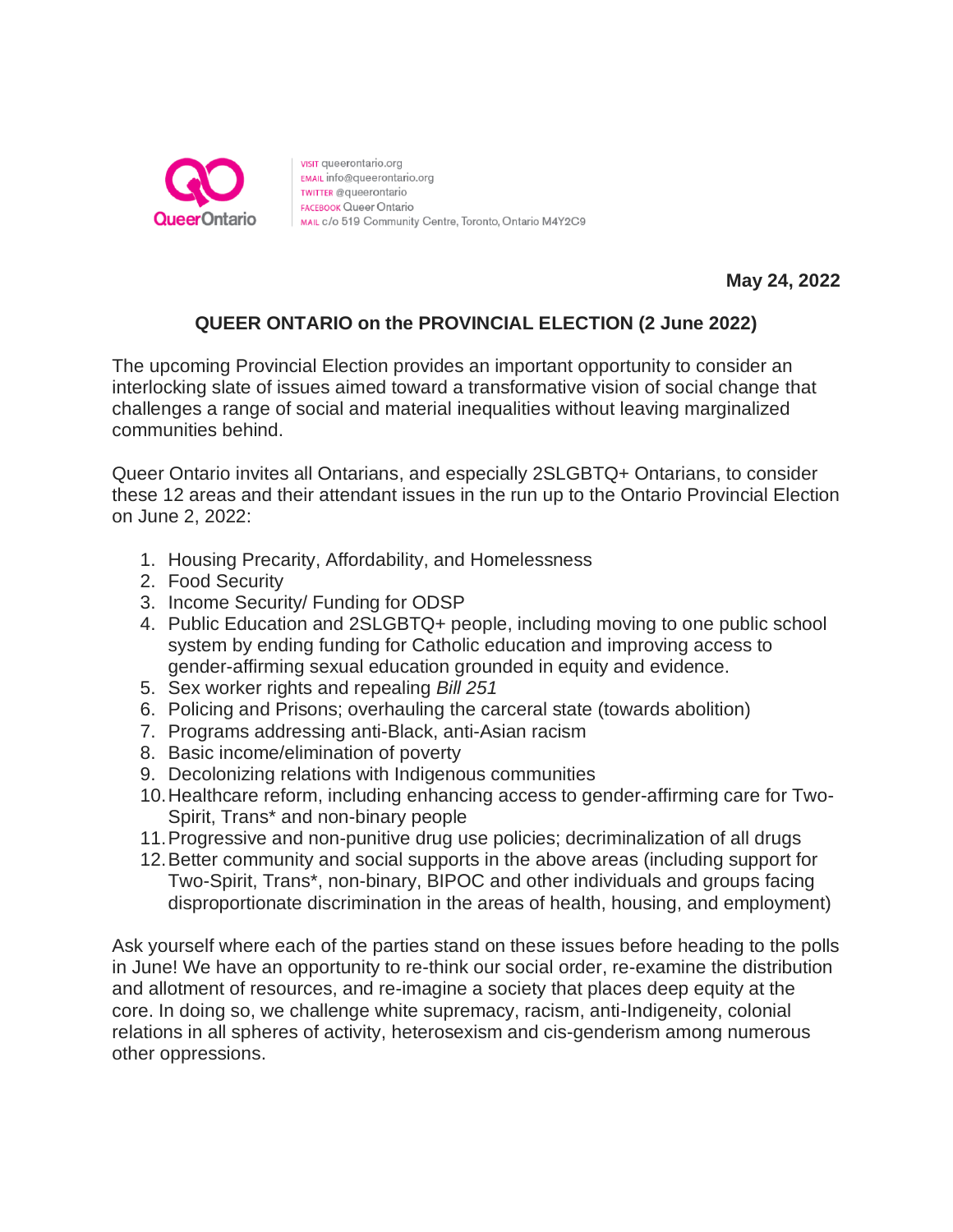QueerOntario

VISIT queerontario.org
EMAIL info@queerontario.org
TWITTER @queerontario
FACEBOOK Queer Ontario
MAIL c/o 519 Community Centre, Toronto, Ontario M4Y2C9

**May 24, 2022**

## QUEER ONTARIO on the PROVINCIAL ELECTION (2 June 2022)

The upcoming Provincial Election provides an important opportunity to consider an interlocking slate of issues aimed toward a transformative vision of social change that challenges a range of social and material inequalities without leaving marginalized communities behind.

Queer Ontario invites all Ontarians, and especially 2SLGBTQ+ Ontarians, to consider these 12 areas and their attendant issues in the run up to the Ontario Provincial Election on June 2, 2022:

1. Housing Precarity, Affordability, and Homelessness
2. Food Security
3. Income Security/ Funding for ODSP
4. Public Education and 2SLGBTQ+ people, including moving to one public school system by ending funding for Catholic education and improving access to gender-affirming sexual education grounded in equity and evidence.
5. Sex worker rights and repealing *Bill 251*
6. Policing and Prisons; overhauling the carceral state (towards abolition)
7. Programs addressing anti-Black, anti-Asian racism
8. Basic income/elimination of poverty
9. Decolonizing relations with Indigenous communities
10. Healthcare reform, including enhancing access to gender-affirming care for Two-Spirit, Trans* and non-binary people
11. Progressive and non-punitive drug use policies; decriminalization of all drugs
12. Better community and social supports in the above areas (including support for Two-Spirit, Trans*, non-binary, BIPOC and other individuals and groups facing disproportionate discrimination in the areas of health, housing, and employment)

Ask yourself where each of the parties stand on these issues before heading to the polls in June! We have an opportunity to re-think our social order, re-examine the distribution and allotment of resources, and re-imagine a society that places deep equity at the core. In doing so, we challenge white supremacy, racism, anti-Indigeneity, colonial relations in all spheres of activity, heterosexism and cis-genderism among numerous other oppressions.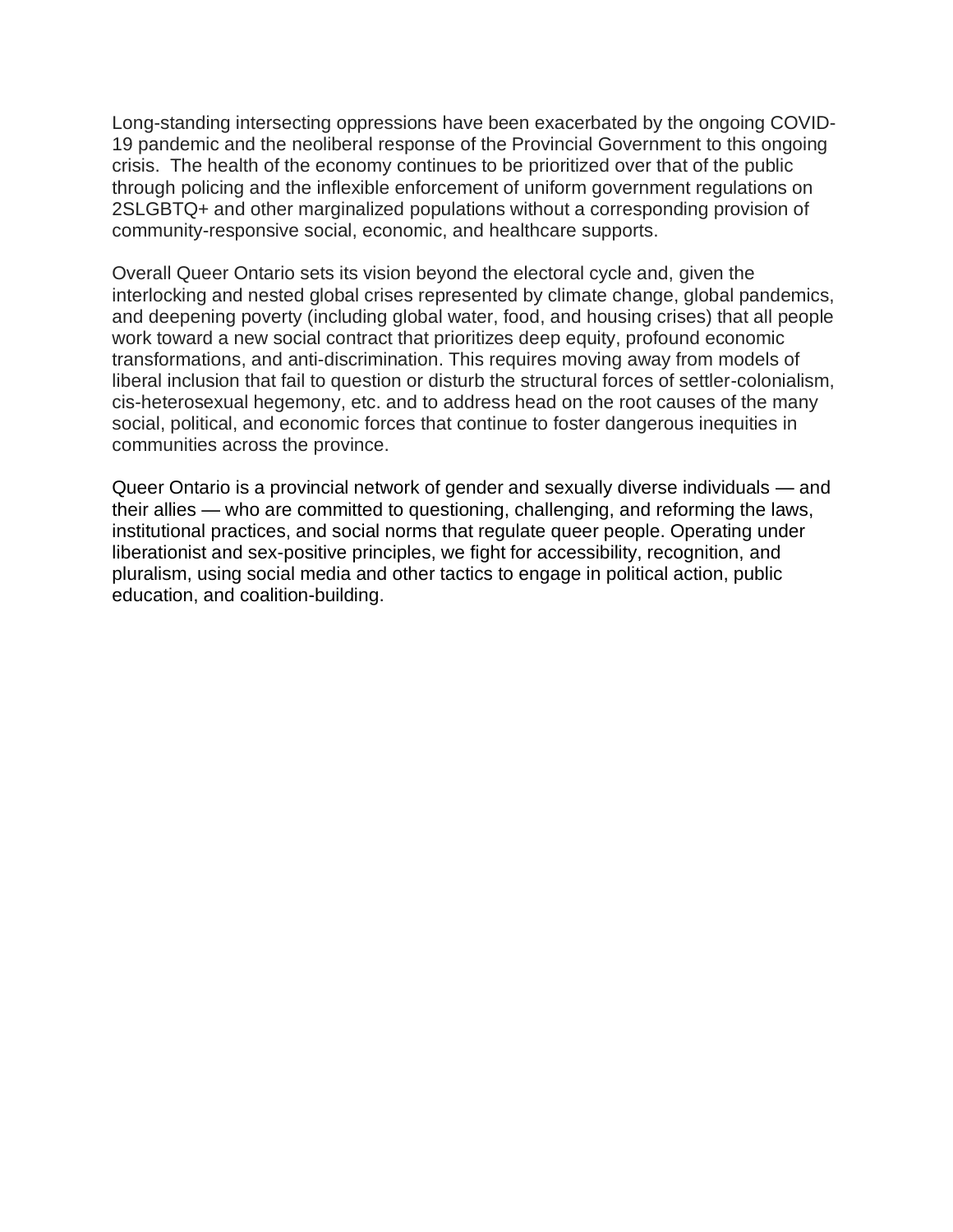Long-standing intersecting oppressions have been exacerbated by the ongoing COVID-19 pandemic and the neoliberal response of the Provincial Government to this ongoing crisis. The health of the economy continues to be prioritized over that of the public through policing and the inflexible enforcement of uniform government regulations on 2SLGBTQ+ and other marginalized populations without a corresponding provision of community-responsive social, economic, and healthcare supports.

Overall Queer Ontario sets its vision beyond the electoral cycle and, given the interlocking and nested global crises represented by climate change, global pandemics, and deepening poverty (including global water, food, and housing crises) that all people work toward a new social contract that prioritizes deep equity, profound economic transformations, and anti-discrimination. This requires moving away from models of liberal inclusion that fail to question or disturb the structural forces of settler-colonialism, cis-heterosexual hegemony, etc. and to address head on the root causes of the many social, political, and economic forces that continue to foster dangerous inequities in communities across the province.

Queer Ontario is a provincial network of gender and sexually diverse individuals — and their allies — who are committed to questioning, challenging, and reforming the laws, institutional practices, and social norms that regulate queer people. Operating under liberationist and sex-positive principles, we fight for accessibility, recognition, and pluralism, using social media and other tactics to engage in political action, public education, and coalition-building.